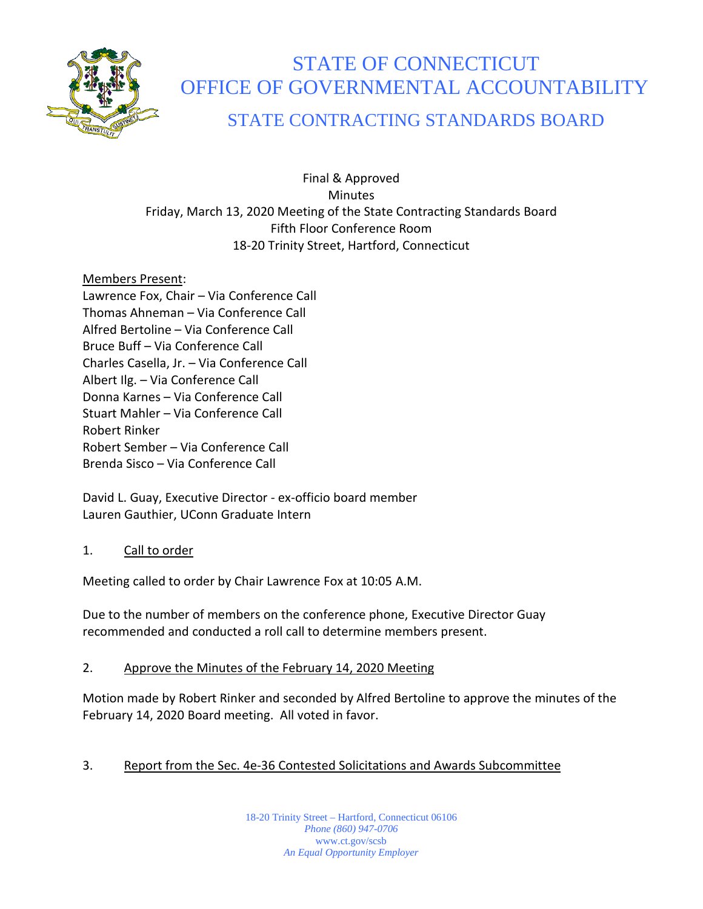# STATE OF CONNECTICUT
# OFFICE OF GOVERNMENTAL ACCOUNTABILITY
## STATE CONTRACTING STANDARDS BOARD

Final & Approved
Minutes
Friday, March 13, 2020 Meeting of the State Contracting Standards Board
Fifth Floor Conference Room
18-20 Trinity Street, Hartford, Connecticut

Members Present:
Lawrence Fox, Chair – Via Conference Call
Thomas Ahneman – Via Conference Call
Alfred Bertoline – Via Conference Call
Bruce Buff – Via Conference Call
Charles Casella, Jr. – Via Conference Call
Albert Ilg. – Via Conference Call
Donna Karnes – Via Conference Call
Stuart Mahler – Via Conference Call
Robert Rinker
Robert Sember – Via Conference Call
Brenda Sisco – Via Conference Call

David L. Guay, Executive Director - ex-officio board member
Lauren Gauthier, UConn Graduate Intern

1. Call to order

Meeting called to order by Chair Lawrence Fox at 10:05 A.M.

Due to the number of members on the conference phone, Executive Director Guay recommended and conducted a roll call to determine members present.

2. Approve the Minutes of the February 14, 2020 Meeting

Motion made by Robert Rinker and seconded by Alfred Bertoline to approve the minutes of the February 14, 2020 Board meeting. All voted in favor.

3. Report from the Sec. 4e-36 Contested Solicitations and Awards Subcommittee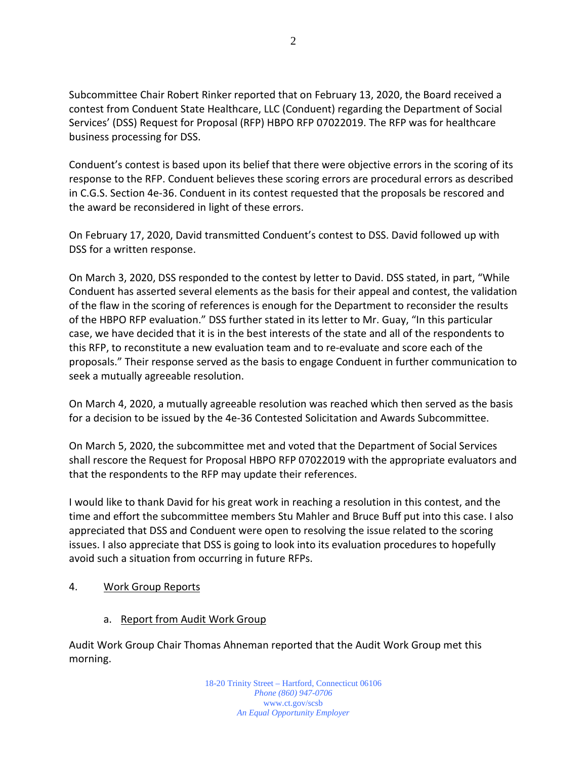Subcommittee Chair Robert Rinker reported that on February 13, 2020, the Board received a contest from Conduent State Healthcare, LLC (Conduent) regarding the Department of Social Services' (DSS) Request for Proposal (RFP) HBPO RFP 07022019. The RFP was for healthcare business processing for DSS.

Conduent's contest is based upon its belief that there were objective errors in the scoring of its response to the RFP. Conduent believes these scoring errors are procedural errors as described in C.G.S. Section 4e-36. Conduent in its contest requested that the proposals be rescored and the award be reconsidered in light of these errors.

On February 17, 2020, David transmitted Conduent's contest to DSS. David followed up with DSS for a written response.

On March 3, 2020, DSS responded to the contest by letter to David. DSS stated, in part, "While Conduent has asserted several elements as the basis for their appeal and contest, the validation of the flaw in the scoring of references is enough for the Department to reconsider the results of the HBPO RFP evaluation." DSS further stated in its letter to Mr. Guay, "In this particular case, we have decided that it is in the best interests of the state and all of the respondents to this RFP, to reconstitute a new evaluation team and to re-evaluate and score each of the proposals." Their response served as the basis to engage Conduent in further communication to seek a mutually agreeable resolution.

On March 4, 2020, a mutually agreeable resolution was reached which then served as the basis for a decision to be issued by the 4e-36 Contested Solicitation and Awards Subcommittee.

On March 5, 2020, the subcommittee met and voted that the Department of Social Services shall rescore the Request for Proposal HBPO RFP 07022019 with the appropriate evaluators and that the respondents to the RFP may update their references.

I would like to thank David for his great work in reaching a resolution in this contest, and the time and effort the subcommittee members Stu Mahler and Bruce Buff put into this case. I also appreciated that DSS and Conduent were open to resolving the issue related to the scoring issues. I also appreciate that DSS is going to look into its evaluation procedures to hopefully avoid such a situation from occurring in future RFPs.

4. Work Group Reports

   a. Report from Audit Work Group

Audit Work Group Chair Thomas Ahneman reported that the Audit Work Group met this morning.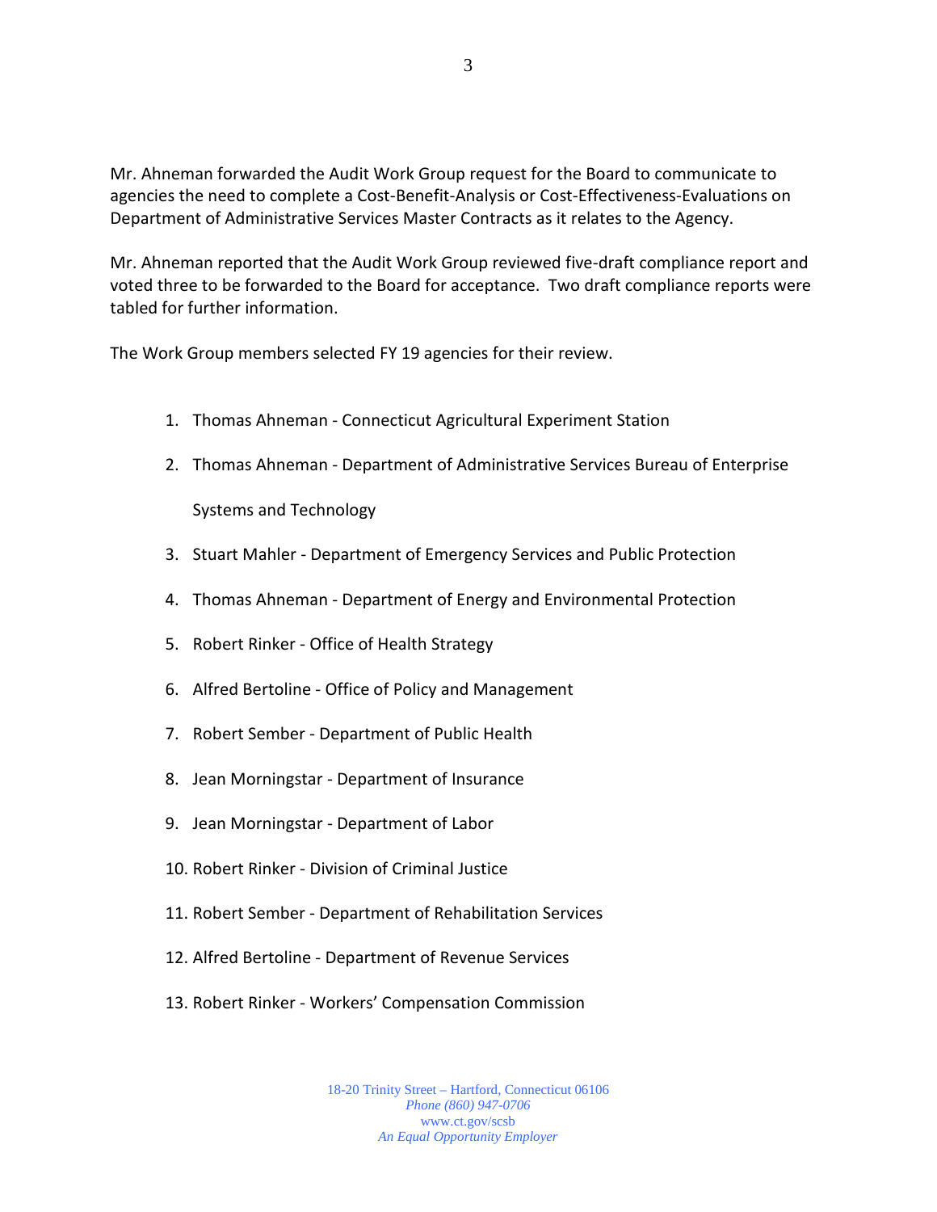Mr. Ahneman forwarded the Audit Work Group request for the Board to communicate to agencies the need to complete a Cost-Benefit-Analysis or Cost-Effectiveness-Evaluations on Department of Administrative Services Master Contracts as it relates to the Agency.

Mr. Ahneman reported that the Audit Work Group reviewed five-draft compliance report and voted three to be forwarded to the Board for acceptance. Two draft compliance reports were tabled for further information.

The Work Group members selected FY 19 agencies for their review.

1. Thomas Ahneman - Connecticut Agricultural Experiment Station
2. Thomas Ahneman - Department of Administrative Services Bureau of Enterprise Systems and Technology
3. Stuart Mahler - Department of Emergency Services and Public Protection
4. Thomas Ahneman - Department of Energy and Environmental Protection
5. Robert Rinker - Office of Health Strategy
6. Alfred Bertoline - Office of Policy and Management
7. Robert Sember - Department of Public Health
8. Jean Morningstar - Department of Insurance
9. Jean Morningstar - Department of Labor
10. Robert Rinker - Division of Criminal Justice
11. Robert Sember - Department of Rehabilitation Services
12. Alfred Bertoline - Department of Revenue Services
13. Robert Rinker - Workers' Compensation Commission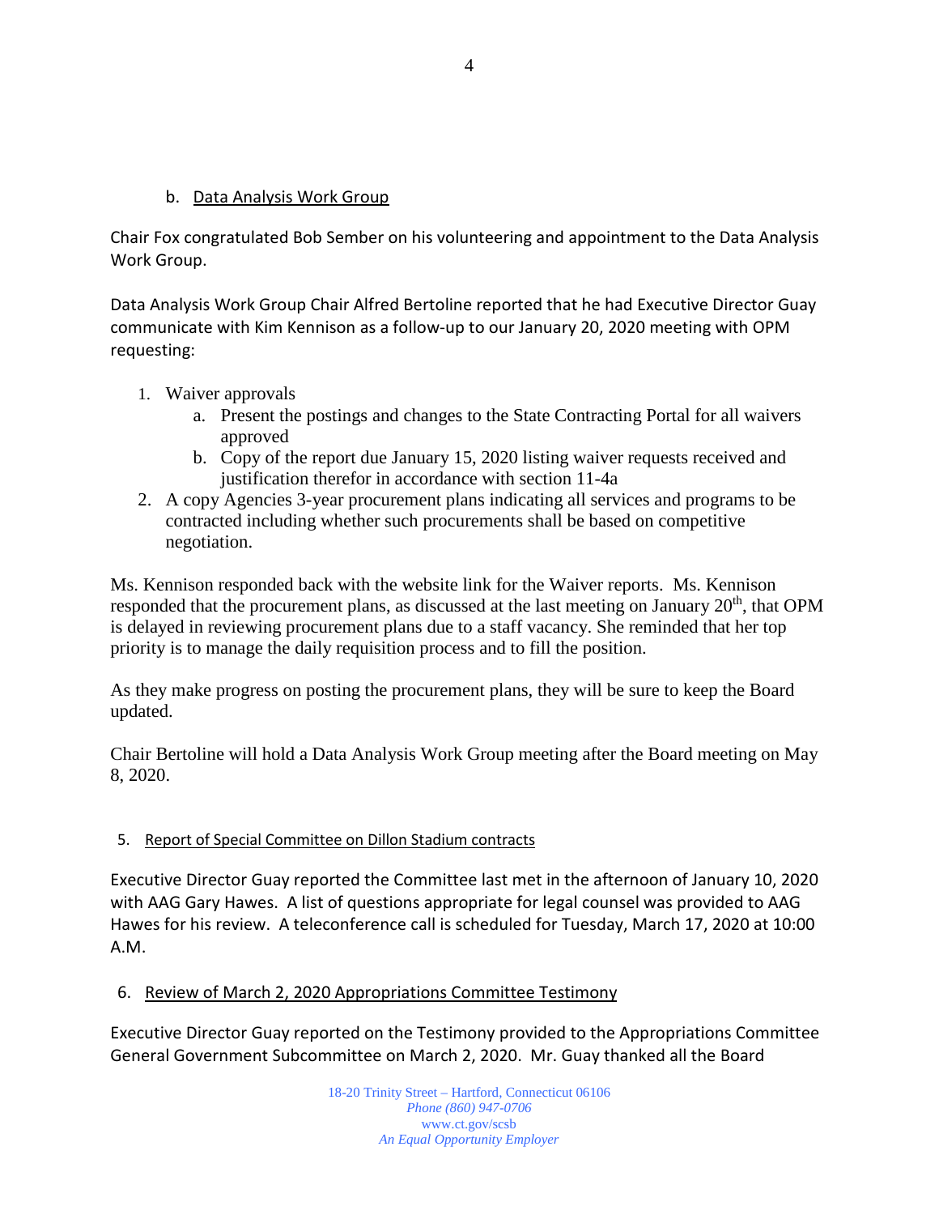b. Data Analysis Work Group

Chair Fox congratulated Bob Sember on his volunteering and appointment to the Data Analysis Work Group.

Data Analysis Work Group Chair Alfred Bertoline reported that he had Executive Director Guay communicate with Kim Kennison as a follow-up to our January 20, 2020 meeting with OPM requesting:

1. Waiver approvals
   a. Present the postings and changes to the State Contracting Portal for all waivers approved
   b. Copy of the report due January 15, 2020 listing waiver requests received and justification therefor in accordance with section 11-4a
2. A copy Agencies 3-year procurement plans indicating all services and programs to be contracted including whether such procurements shall be based on competitive negotiation.

Ms. Kennison responded back with the website link for the Waiver reports. Ms. Kennison responded that the procurement plans, as discussed at the last meeting on January 20th, that OPM is delayed in reviewing procurement plans due to a staff vacancy. She reminded that her top priority is to manage the daily requisition process and to fill the position.

As they make progress on posting the procurement plans, they will be sure to keep the Board updated.

Chair Bertoline will hold a Data Analysis Work Group meeting after the Board meeting on May 8, 2020.

5. Report of Special Committee on Dillon Stadium contracts

Executive Director Guay reported the Committee last met in the afternoon of January 10, 2020 with AAG Gary Hawes. A list of questions appropriate for legal counsel was provided to AAG Hawes for his review. A teleconference call is scheduled for Tuesday, March 17, 2020 at 10:00 A.M.

6. Review of March 2, 2020 Appropriations Committee Testimony

Executive Director Guay reported on the Testimony provided to the Appropriations Committee General Government Subcommittee on March 2, 2020. Mr. Guay thanked all the Board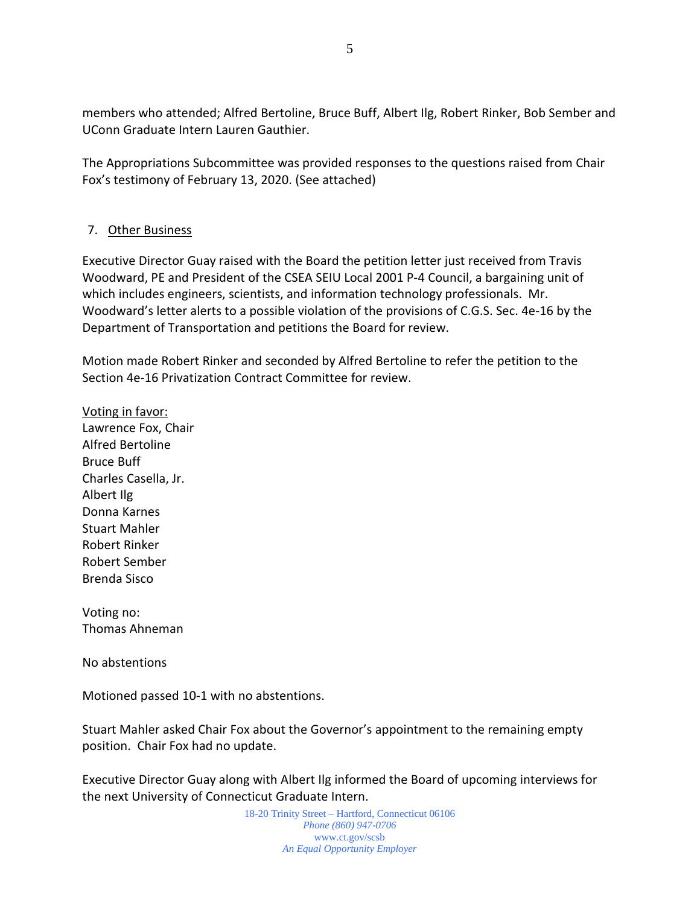members who attended; Alfred Bertoline, Bruce Buff, Albert Ilg, Robert Rinker, Bob Sember and UConn Graduate Intern Lauren Gauthier.

The Appropriations Subcommittee was provided responses to the questions raised from Chair Fox's testimony of February 13, 2020. (See attached)

7. Other Business

Executive Director Guay raised with the Board the petition letter just received from Travis Woodward, PE and President of the CSEA SEIU Local 2001 P-4 Council, a bargaining unit of which includes engineers, scientists, and information technology professionals. Mr. Woodward's letter alerts to a possible violation of the provisions of C.G.S. Sec. 4e-16 by the Department of Transportation and petitions the Board for review.

Motion made Robert Rinker and seconded by Alfred Bertoline to refer the petition to the Section 4e-16 Privatization Contract Committee for review.

Voting in favor:
Lawrence Fox, Chair
Alfred Bertoline
Bruce Buff
Charles Casella, Jr.
Albert Ilg
Donna Karnes
Stuart Mahler
Robert Rinker
Robert Sember
Brenda Sisco

Voting no:
Thomas Ahneman

No abstentions

Motioned passed 10-1 with no abstentions.

Stuart Mahler asked Chair Fox about the Governor's appointment to the remaining empty position. Chair Fox had no update.

Executive Director Guay along with Albert Ilg informed the Board of upcoming interviews for the next University of Connecticut Graduate Intern.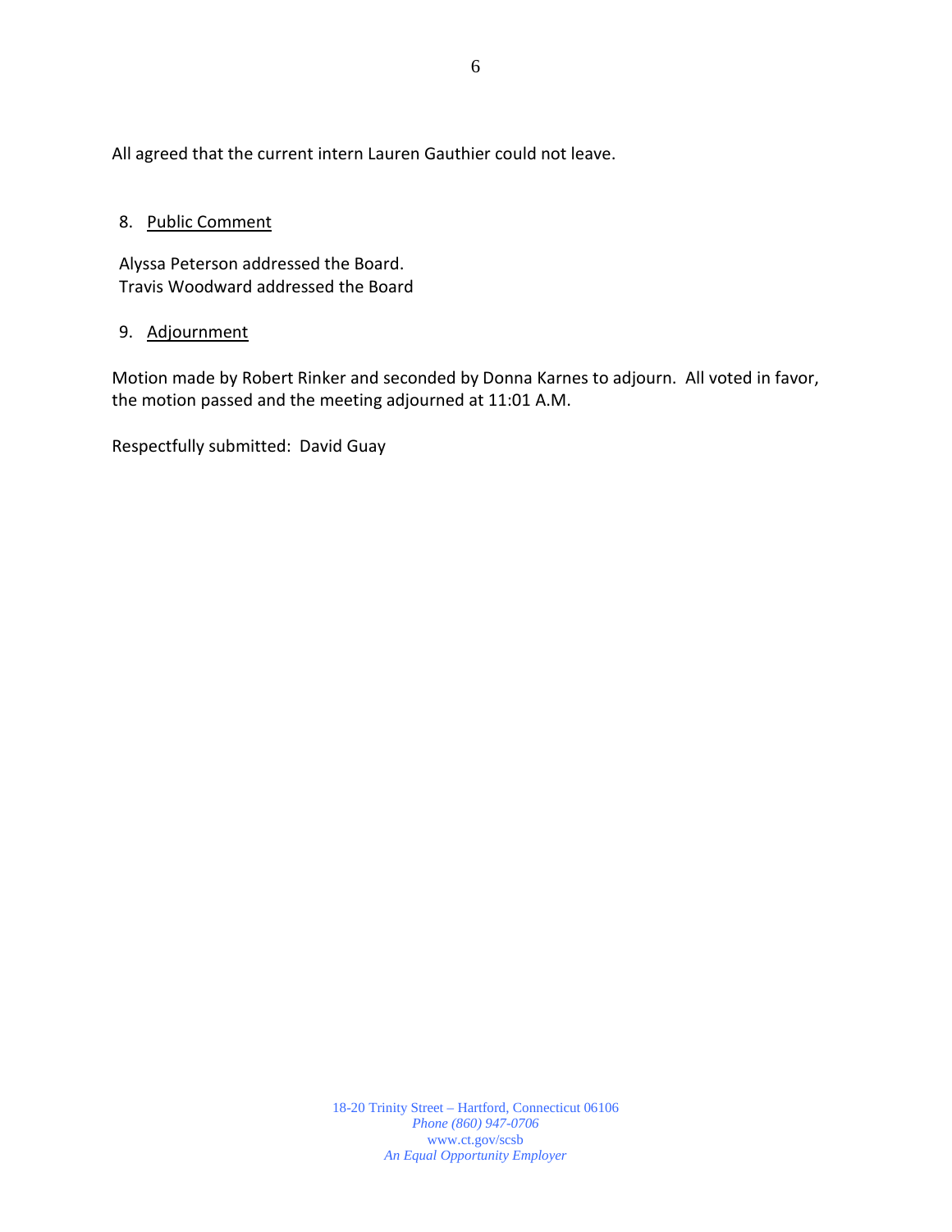All agreed that the current intern Lauren Gauthier could not leave.

8. Public Comment

Alyssa Peterson addressed the Board.
Travis Woodward addressed the Board

9. Adjournment

Motion made by Robert Rinker and seconded by Donna Karnes to adjourn. All voted in favor, the motion passed and the meeting adjourned at 11:01 A.M.

Respectfully submitted: David Guay

18-20 Trinity Street – Hartford, Connecticut 06106
*Phone (860) 947-0706*
www.ct.gov/scsb
*An Equal Opportunity Employer*